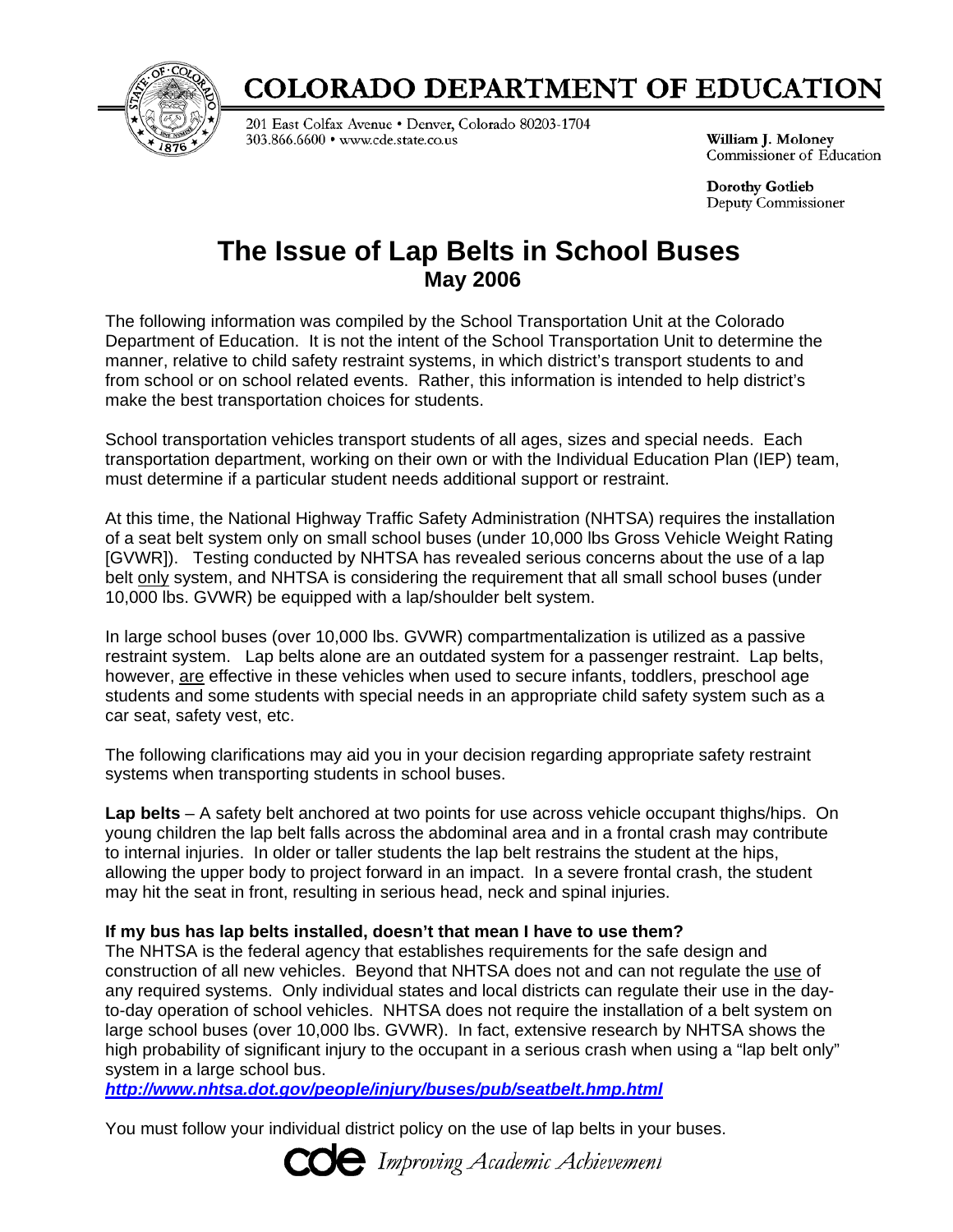# COLORADO DEPARTMENT OF EDUCATION

201 East Colfax Avenue • Denver, Colorado 80203-1704
303.866.6600 • www.cde.state.co.us

**William J. Moloney**
Commissioner of Education

**Dorothy Gotlieb**
Deputy Commissioner

## The Issue of Lap Belts in School Buses
**May 2006**

The following information was compiled by the School Transportation Unit at the Colorado Department of Education. It is not the intent of the School Transportation Unit to determine the manner, relative to child safety restraint systems, in which district's transport students to and from school or on school related events. Rather, this information is intended to help district's make the best transportation choices for students.

School transportation vehicles transport students of all ages, sizes and special needs. Each transportation department, working on their own or with the Individual Education Plan (IEP) team, must determine if a particular student needs additional support or restraint.

At this time, the National Highway Traffic Safety Administration (NHTSA) requires the installation of a seat belt system only on small school buses (under 10,000 lbs Gross Vehicle Weight Rating [GVWR]). Testing conducted by NHTSA has revealed serious concerns about the use of a lap belt only system, and NHTSA is considering the requirement that all small school buses (under 10,000 lbs. GVWR) be equipped with a lap/shoulder belt system.

In large school buses (over 10,000 lbs. GVWR) compartmentalization is utilized as a passive restraint system. Lap belts alone are an outdated system for a passenger restraint. Lap belts, however, are effective in these vehicles when used to secure infants, toddlers, preschool age students and some students with special needs in an appropriate child safety system such as a car seat, safety vest, etc.

The following clarifications may aid you in your decision regarding appropriate safety restraint systems when transporting students in school buses.

**Lap belts** – A safety belt anchored at two points for use across vehicle occupant thighs/hips. On young children the lap belt falls across the abdominal area and in a frontal crash may contribute to internal injuries. In older or taller students the lap belt restrains the student at the hips, allowing the upper body to project forward in an impact. In a severe frontal crash, the student may hit the seat in front, resulting in serious head, neck and spinal injuries.

**If my bus has lap belts installed, doesn't that mean I have to use them?**
The NHTSA is the federal agency that establishes requirements for the safe design and construction of all new vehicles. Beyond that NHTSA does not and can not regulate the use of any required systems. Only individual states and local districts can regulate their use in the day-to-day operation of school vehicles. NHTSA does not require the installation of a belt system on large school buses (over 10,000 lbs. GVWR). In fact, extensive research by NHTSA shows the high probability of significant injury to the occupant in a serious crash when using a "lap belt only" system in a large school bus.
***http://www.nhtsa.dot.gov/people/injury/buses/pub/seatbelt.hmp.html***

You must follow your individual district policy on the use of lap belts in your buses.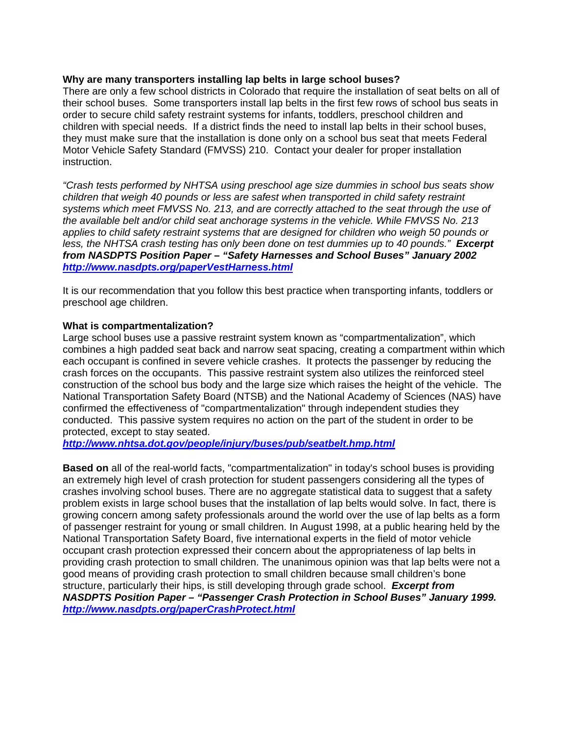**Why are many transporters installing lap belts in large school buses?**
There are only a few school districts in Colorado that require the installation of seat belts on all of their school buses. Some transporters install lap belts in the first few rows of school bus seats in order to secure child safety restraint systems for infants, toddlers, preschool children and children with special needs. If a district finds the need to install lap belts in their school buses, they must make sure that the installation is done only on a school bus seat that meets Federal Motor Vehicle Safety Standard (FMVSS) 210. Contact your dealer for proper installation instruction.

*"Crash tests performed by NHTSA using preschool age size dummies in school bus seats show children that weigh 40 pounds or less are safest when transported in child safety restraint systems which meet FMVSS No. 213, and are correctly attached to the seat through the use of the available belt and/or child seat anchorage systems in the vehicle. While FMVSS No. 213 applies to child safety restraint systems that are designed for children who weigh 50 pounds or less, the NHTSA crash testing has only been done on test dummies up to 40 pounds."* ***Excerpt from NASDPTS Position Paper – "Safety Harnesses and School Buses" January 2002*** ***http://www.nasdpts.org/paperVestHarness.html***

It is our recommendation that you follow this best practice when transporting infants, toddlers or preschool age children.

**What is compartmentalization?**
Large school buses use a passive restraint system known as "compartmentalization", which combines a high padded seat back and narrow seat spacing, creating a compartment within which each occupant is confined in severe vehicle crashes. It protects the passenger by reducing the crash forces on the occupants. This passive restraint system also utilizes the reinforced steel construction of the school bus body and the large size which raises the height of the vehicle. The National Transportation Safety Board (NTSB) and the National Academy of Sciences (NAS) have confirmed the effectiveness of "compartmentalization" through independent studies they conducted. This passive system requires no action on the part of the student in order to be protected, except to stay seated.
***http://www.nhtsa.dot.gov/people/injury/buses/pub/seatbelt.hmp.html***

**Based on** all of the real-world facts, "compartmentalization" in today's school buses is providing an extremely high level of crash protection for student passengers considering all the types of crashes involving school buses. There are no aggregate statistical data to suggest that a safety problem exists in large school buses that the installation of lap belts would solve. In fact, there is growing concern among safety professionals around the world over the use of lap belts as a form of passenger restraint for young or small children. In August 1998, at a public hearing held by the National Transportation Safety Board, five international experts in the field of motor vehicle occupant crash protection expressed their concern about the appropriateness of lap belts in providing crash protection to small children. The unanimous opinion was that lap belts were not a good means of providing crash protection to small children because small children's bone structure, particularly their hips, is still developing through grade school. ***Excerpt from NASDPTS Position Paper – "Passenger Crash Protection in School Buses" January 1999.*** ***http://www.nasdpts.org/paperCrashProtect.html***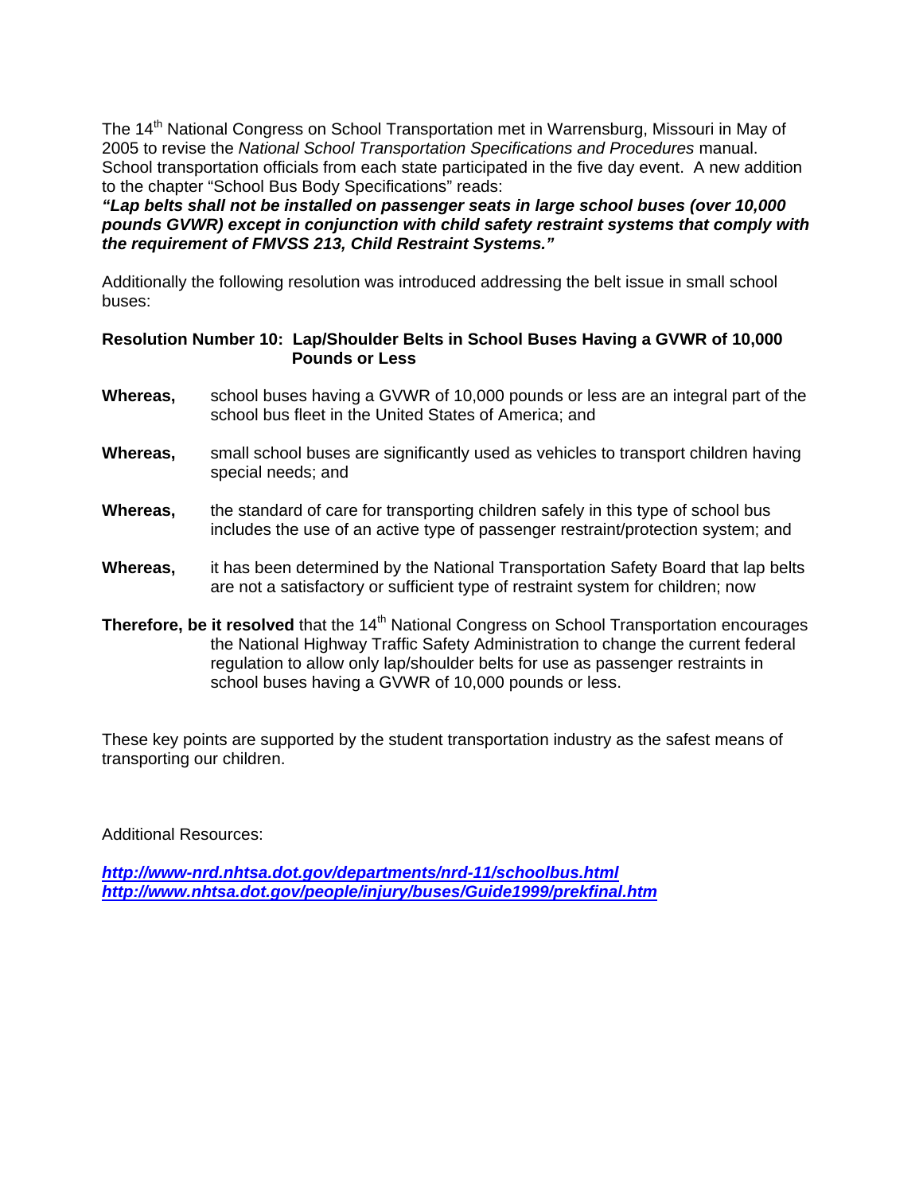The 14th National Congress on School Transportation met in Warrensburg, Missouri in May of 2005 to revise the *National School Transportation Specifications and Procedures* manual. School transportation officials from each state participated in the five day event. A new addition to the chapter "School Bus Body Specifications" reads:

***"Lap belts shall not be installed on passenger seats in large school buses (over 10,000 pounds GVWR) except in conjunction with child safety restraint systems that comply with the requirement of FMVSS 213, Child Restraint Systems."***

Additionally the following resolution was introduced addressing the belt issue in small school buses:

**Resolution Number 10: Lap/Shoulder Belts in School Buses Having a GVWR of 10,000 Pounds or Less**

**Whereas,** school buses having a GVWR of 10,000 pounds or less are an integral part of the school bus fleet in the United States of America; and

**Whereas,** small school buses are significantly used as vehicles to transport children having special needs; and

**Whereas,** the standard of care for transporting children safely in this type of school bus includes the use of an active type of passenger restraint/protection system; and

**Whereas,** it has been determined by the National Transportation Safety Board that lap belts are not a satisfactory or sufficient type of restraint system for children; now

**Therefore, be it resolved** that the 14th National Congress on School Transportation encourages the National Highway Traffic Safety Administration to change the current federal regulation to allow only lap/shoulder belts for use as passenger restraints in school buses having a GVWR of 10,000 pounds or less.

These key points are supported by the student transportation industry as the safest means of transporting our children.

Additional Resources:

***http://www-nrd.nhtsa.dot.gov/departments/nrd-11/schoolbus.html***
***http://www.nhtsa.dot.gov/people/injury/buses/Guide1999/prekfinal.htm***